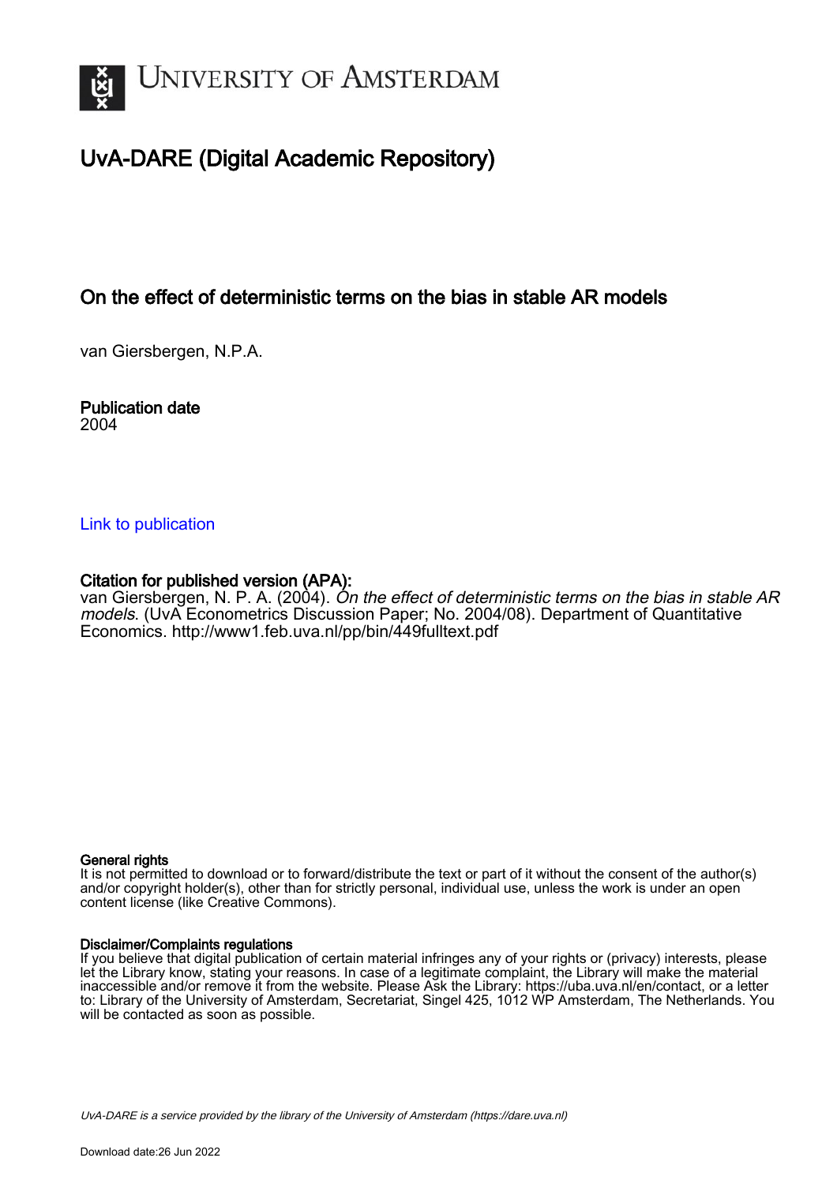UNIVERSITY OF AMSTERDAM

# UvA-DARE (Digital Academic Repository)

## On the effect of deterministic terms on the bias in stable AR models

van Giersbergen, N.P.A.

**Publication date**
2004

Link to publication

**Citation for published version (APA):**
van Giersbergen, N. P. A. (2004). *On the effect of deterministic terms on the bias in stable AR models*. (UvA Econometrics Discussion Paper; No. 2004/08). Department of Quantitative Economics. http://www1.feb.uva.nl/pp/bin/449fulltext.pdf

**General rights**
It is not permitted to download or to forward/distribute the text or part of it without the consent of the author(s) and/or copyright holder(s), other than for strictly personal, individual use, unless the work is under an open content license (like Creative Commons).

**Disclaimer/Complaints regulations**
If you believe that digital publication of certain material infringes any of your rights or (privacy) interests, please let the Library know, stating your reasons. In case of a legitimate complaint, the Library will make the material inaccessible and/or remove it from the website. Please Ask the Library: https://uba.uva.nl/en/contact, or a letter to: Library of the University of Amsterdam, Secretariat, Singel 425, 1012 WP Amsterdam, The Netherlands. You will be contacted as soon as possible.

UvA-DARE is a service provided by the library of the University of Amsterdam (https://dare.uva.nl)

Download date:26 Jun 2022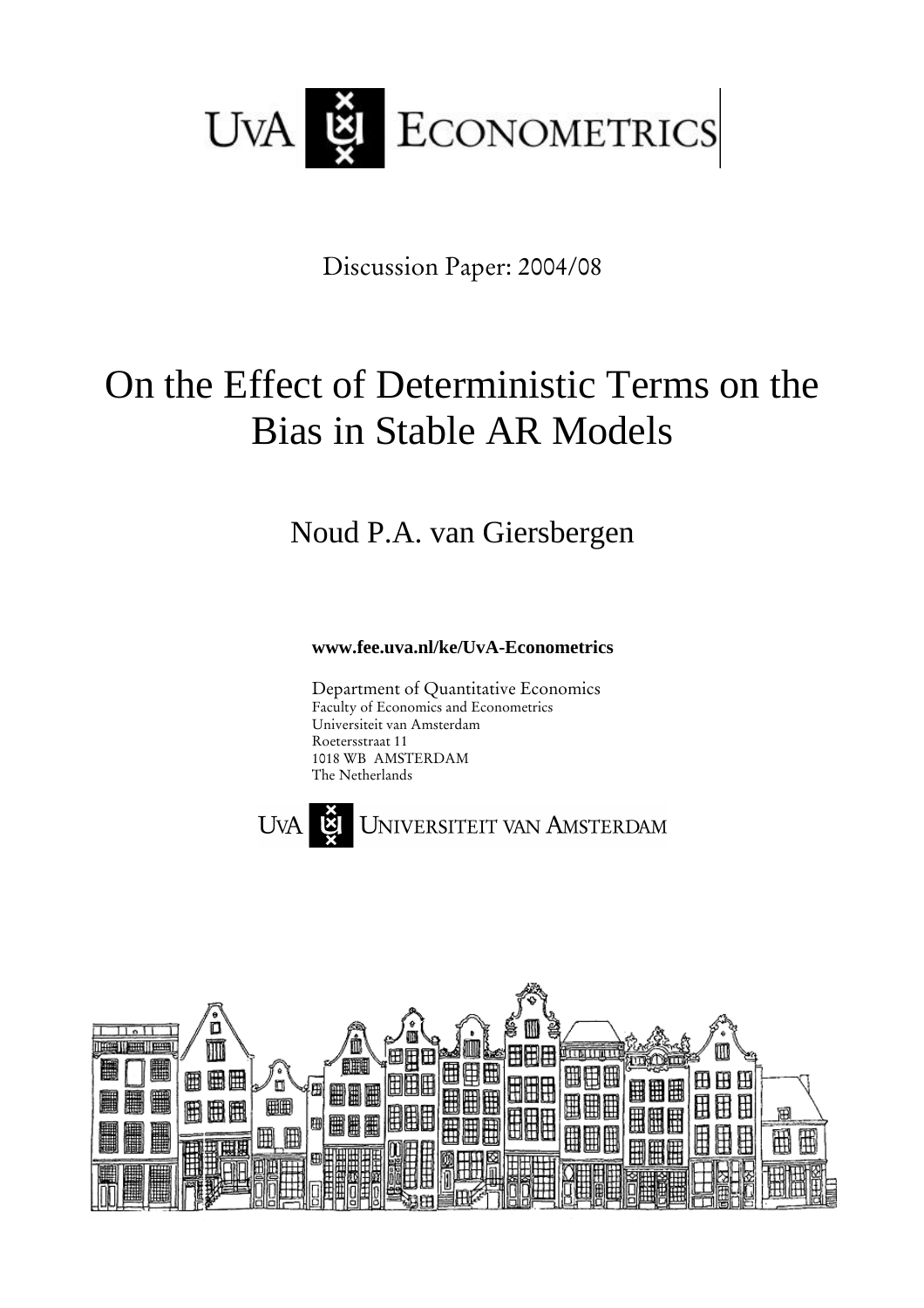UvA ECONOMETRICS

Discussion Paper: 2004/08

# On the Effect of Deterministic Terms on the Bias in Stable AR Models

Noud P.A. van Giersbergen

**www.fee.uva.nl/ke/UvA-Econometrics**

Department of Quantitative Economics
Faculty of Economics and Econometrics
Universiteit van Amsterdam
Roetersstraat 11
1018 WB AMSTERDAM
The Netherlands

UvA UNIVERSITEIT VAN AMSTERDAM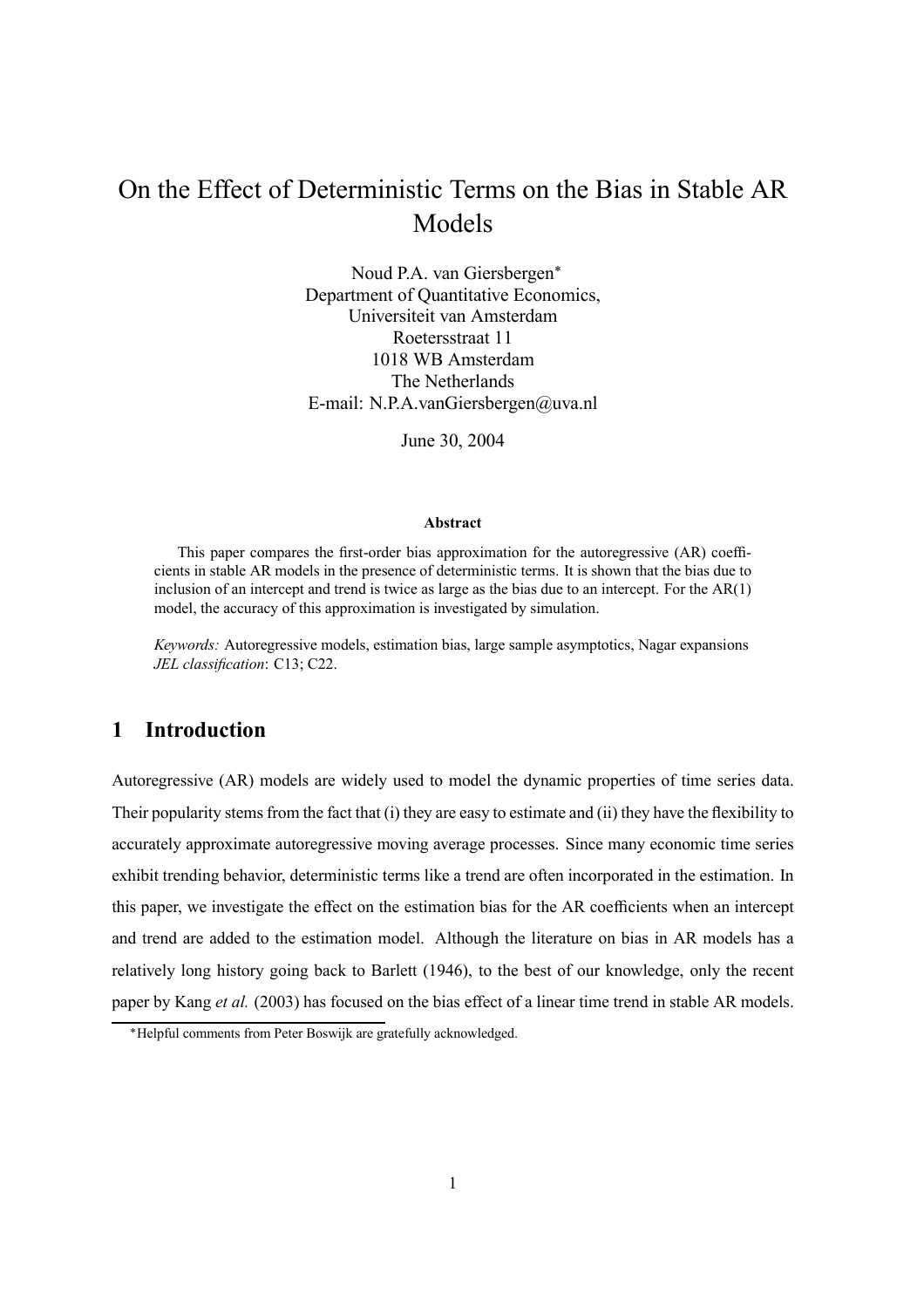# On the Effect of Deterministic Terms on the Bias in Stable AR Models

Noud P.A. van Giersbergen*  
Department of Quantitative Economics,  
Universiteit van Amsterdam  
Roetersstraat 11  
1018 WB Amsterdam  
The Netherlands  
E-mail: N.P.A.vanGiersbergen@uva.nl

June 30, 2004

**Abstract**

This paper compares the first-order bias approximation for the autoregressive (AR) coefficients in stable AR models in the presence of deterministic terms. It is shown that the bias due to inclusion of an intercept and trend is twice as large as the bias due to an intercept. For the AR(1) model, the accuracy of this approximation is investigated by simulation.

*Keywords:* Autoregressive models, estimation bias, large sample asymptotics, Nagar expansions  
*JEL classification*: C13; C22.

## 1 Introduction

Autoregressive (AR) models are widely used to model the dynamic properties of time series data. Their popularity stems from the fact that (i) they are easy to estimate and (ii) they have the flexibility to accurately approximate autoregressive moving average processes. Since many economic time series exhibit trending behavior, deterministic terms like a trend are often incorporated in the estimation. In this paper, we investigate the effect on the estimation bias for the AR coefficients when an intercept and trend are added to the estimation model. Although the literature on bias in AR models has a relatively long history going back to Barlett (1946), to the best of our knowledge, only the recent paper by Kang *et al.* (2003) has focused on the bias effect of a linear time trend in stable AR models.

*Helpful comments from Peter Boswijk are gratefully acknowledged.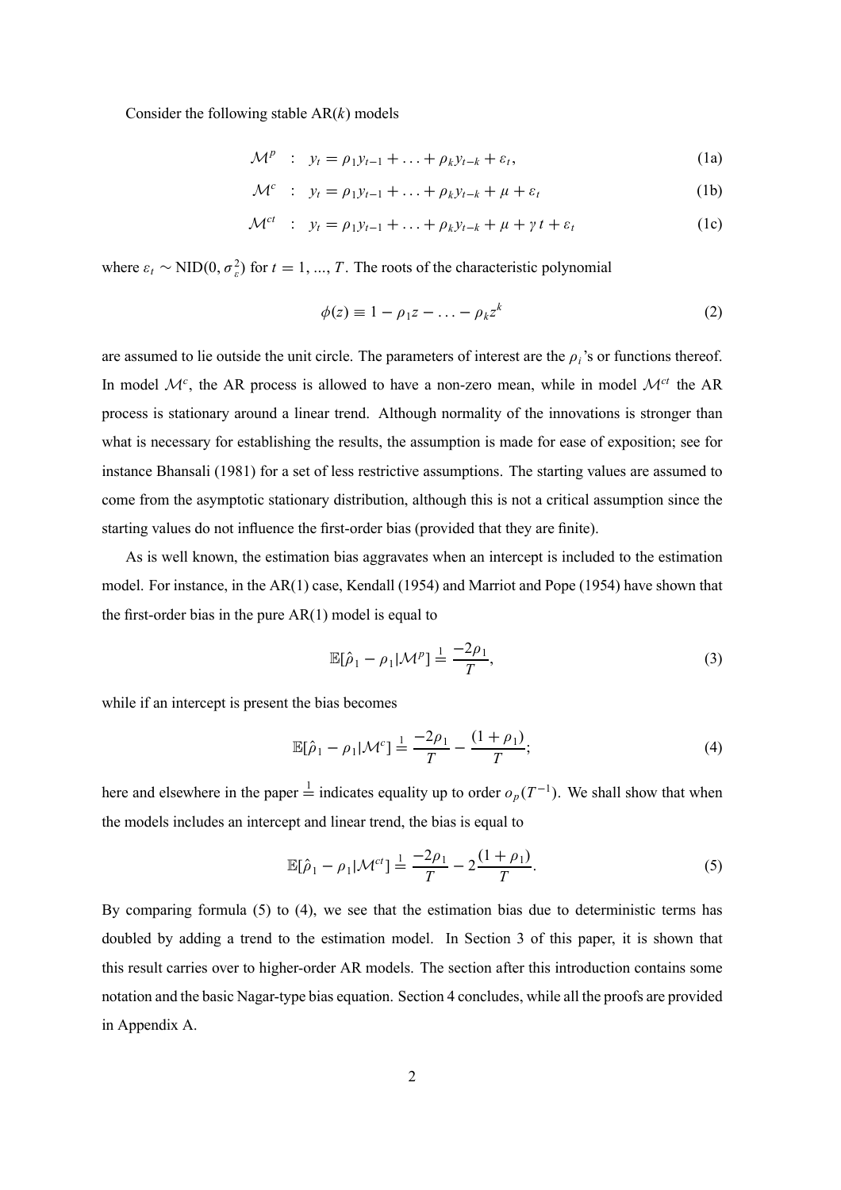Consider the following stable AR($k$) models

$$\mathcal{M}^p \quad : \quad y_t = \rho_1 y_{t-1} + \ldots + \rho_k y_{t-k} + \varepsilon_t, \tag{1a}$$

$$\mathcal{M}^c \quad : \quad y_t = \rho_1 y_{t-1} + \ldots + \rho_k y_{t-k} + \mu + \varepsilon_t \tag{1b}$$

$$\mathcal{M}^{ct} \quad : \quad y_t = \rho_1 y_{t-1} + \ldots + \rho_k y_{t-k} + \mu + \gamma\, t + \varepsilon_t \tag{1c}$$

where $\varepsilon_t \sim \text{NID}(0, \sigma_\varepsilon^2)$ for $t = 1, ..., T$. The roots of the characteristic polynomial

$$\phi(z) \equiv 1 - \rho_1 z - \ldots - \rho_k z^k \tag{2}$$

are assumed to lie outside the unit circle. The parameters of interest are the $\rho_i$'s or functions thereof. In model $\mathcal{M}^c$, the AR process is allowed to have a non-zero mean, while in model $\mathcal{M}^{ct}$ the AR process is stationary around a linear trend. Although normality of the innovations is stronger than what is necessary for establishing the results, the assumption is made for ease of exposition; see for instance Bhansali (1981) for a set of less restrictive assumptions. The starting values are assumed to come from the asymptotic stationary distribution, although this is not a critical assumption since the starting values do not influence the first-order bias (provided that they are finite).

As is well known, the estimation bias aggravates when an intercept is included to the estimation model. For instance, in the AR(1) case, Kendall (1954) and Marriot and Pope (1954) have shown that the first-order bias in the pure AR(1) model is equal to

$$\mathbb{E}[\hat{\rho}_1 - \rho_1 | \mathcal{M}^p] \stackrel{1}{=} \frac{-2\rho_1}{T}, \tag{3}$$

while if an intercept is present the bias becomes

$$\mathbb{E}[\hat{\rho}_1 - \rho_1 | \mathcal{M}^c] \stackrel{1}{=} \frac{-2\rho_1}{T} - \frac{(1 + \rho_1)}{T}; \tag{4}$$

here and elsewhere in the paper $\stackrel{1}{=}$ indicates equality up to order $o_p(T^{-1})$. We shall show that when the models includes an intercept and linear trend, the bias is equal to

$$\mathbb{E}[\hat{\rho}_1 - \rho_1 | \mathcal{M}^{ct}] \stackrel{1}{=} \frac{-2\rho_1}{T} - 2\frac{(1 + \rho_1)}{T}. \tag{5}$$

By comparing formula (5) to (4), we see that the estimation bias due to deterministic terms has doubled by adding a trend to the estimation model. In Section 3 of this paper, it is shown that this result carries over to higher-order AR models. The section after this introduction contains some notation and the basic Nagar-type bias equation. Section 4 concludes, while all the proofs are provided in Appendix A.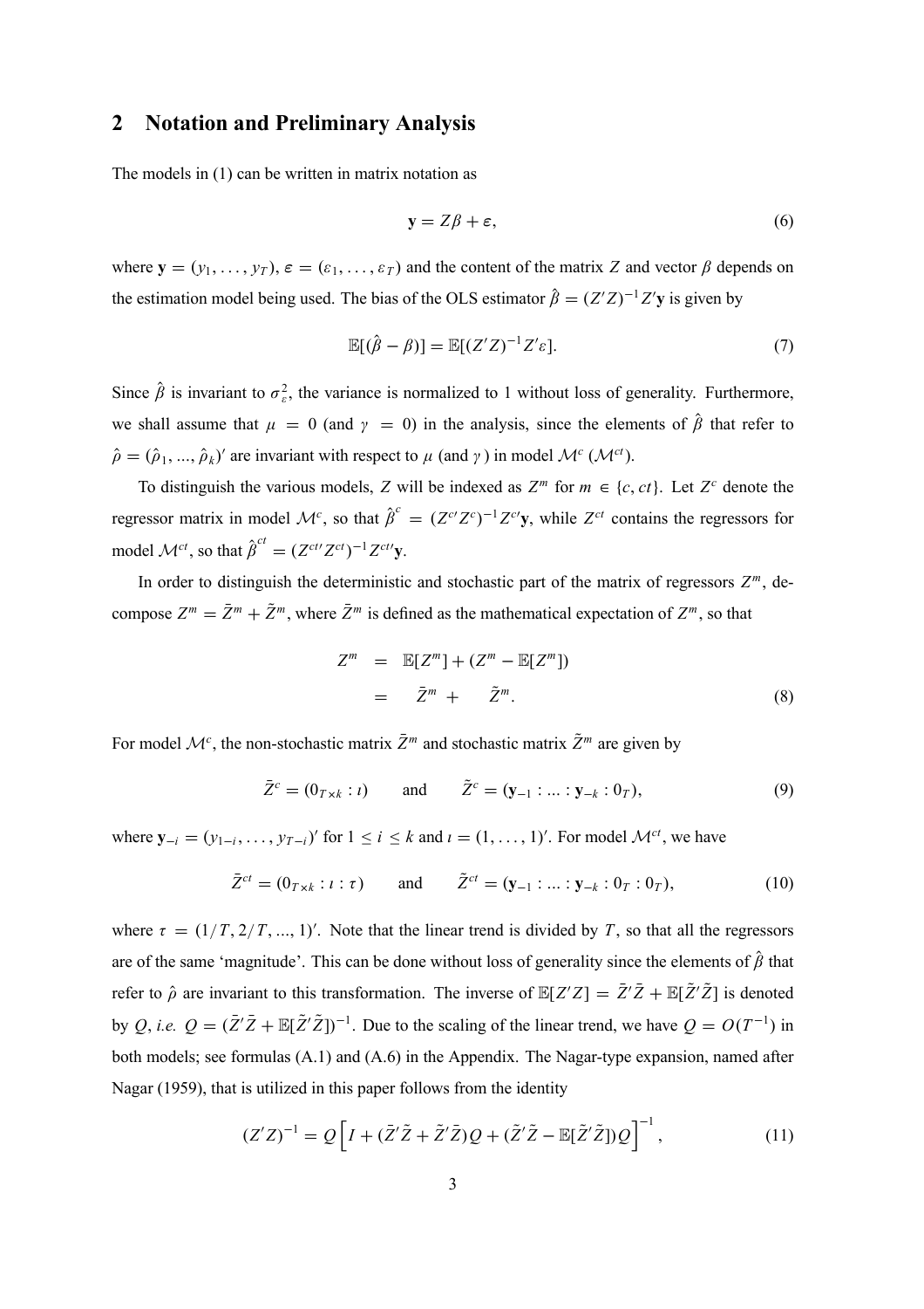## 2 Notation and Preliminary Analysis

The models in (1) can be written in matrix notation as

$$\mathbf{y} = Z\beta + \varepsilon, \tag{6}$$

where $\mathbf{y} = (y_1, \ldots, y_T)$, $\varepsilon = (\varepsilon_1, \ldots, \varepsilon_T)$ and the content of the matrix $Z$ and vector $\beta$ depends on the estimation model being used. The bias of the OLS estimator $\hat{\beta} = (Z'Z)^{-1}Z'\mathbf{y}$ is given by

$$\mathbb{E}[(\hat{\beta} - \beta)] = \mathbb{E}[(Z'Z)^{-1}Z'\varepsilon]. \tag{7}$$

Since $\hat{\beta}$ is invariant to $\sigma_\varepsilon^2$, the variance is normalized to 1 without loss of generality. Furthermore, we shall assume that $\mu = 0$ (and $\gamma = 0$) in the analysis, since the elements of $\hat{\beta}$ that refer to $\hat{\rho} = (\hat{\rho}_1, ..., \hat{\rho}_k)'$ are invariant with respect to $\mu$ (and $\gamma$ ) in model $\mathcal{M}^c$ ($\mathcal{M}^{ct}$).

To distinguish the various models, $Z$ will be indexed as $Z^m$ for $m \in \{c, ct\}$. Let $Z^c$ denote the regressor matrix in model $\mathcal{M}^c$, so that $\hat{\beta}^c = (Z^{c\prime}Z^c)^{-1}Z^{c\prime}\mathbf{y}$, while $Z^{ct}$ contains the regressors for model $\mathcal{M}^{ct}$, so that $\hat{\beta}^{ct} = (Z^{ct\prime}Z^{ct})^{-1}Z^{ct\prime}\mathbf{y}$.

In order to distinguish the deterministic and stochastic part of the matrix of regressors $Z^m$, decompose $Z^m = \bar{Z}^m + \tilde{Z}^m$, where $\bar{Z}^m$ is defined as the mathematical expectation of $Z^m$, so that

$$\begin{aligned} Z^m &= \mathbb{E}[Z^m] + (Z^m - \mathbb{E}[Z^m]) \\ &= \quad \bar{Z}^m \quad + \quad \tilde{Z}^m. \end{aligned} \tag{8}$$

For model $\mathcal{M}^c$, the non-stochastic matrix $\bar{Z}^m$ and stochastic matrix $\tilde{Z}^m$ are given by

$$\bar{Z}^c = (0_{T\times k} : \imath) \qquad \text{and} \qquad \tilde{Z}^c = (\mathbf{y}_{-1} : ... : \mathbf{y}_{-k} : 0_T), \tag{9}$$

where $\mathbf{y}_{-i} = (y_{1-i}, \ldots, y_{T-i})'$ for $1 \le i \le k$ and $\imath = (1, \ldots, 1)'$. For model $\mathcal{M}^{ct}$, we have

$$\bar{Z}^{ct} = (0_{T\times k} : \imath : \tau) \qquad \text{and} \qquad \tilde{Z}^{ct} = (\mathbf{y}_{-1} : ... : \mathbf{y}_{-k} : 0_T : 0_T), \tag{10}$$

where $\tau = (1/T, 2/T, ..., 1)'$. Note that the linear trend is divided by $T$, so that all the regressors are of the same 'magnitude'. This can be done without loss of generality since the elements of $\hat{\beta}$ that refer to $\hat{\rho}$ are invariant to this transformation. The inverse of $\mathbb{E}[Z'Z] = \bar{Z}'\bar{Z} + \mathbb{E}[\tilde{Z}'\tilde{Z}]$ is denoted by $Q$, *i.e.* $Q = (\bar{Z}'\bar{Z} + \mathbb{E}[\tilde{Z}'\tilde{Z}])^{-1}$. Due to the scaling of the linear trend, we have $Q = O(T^{-1})$ in both models; see formulas (A.1) and (A.6) in the Appendix. The Nagar-type expansion, named after Nagar (1959), that is utilized in this paper follows from the identity

$$(Z'Z)^{-1} = Q\left[I + (\bar{Z}'\tilde{Z} + \tilde{Z}'\bar{Z})Q + (\tilde{Z}'\tilde{Z} - \mathbb{E}[\tilde{Z}'\tilde{Z}])Q\right]^{-1}, \tag{11}$$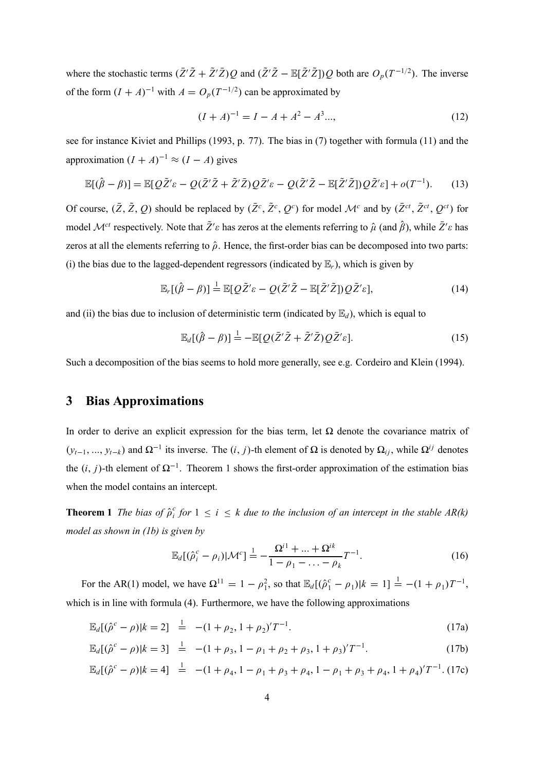where the stochastic terms $(\bar{Z}'\tilde{Z} + \tilde{Z}'\bar{Z})Q$ and $(\tilde{Z}'\tilde{Z} - \mathbb{E}[\tilde{Z}'\tilde{Z}])Q$ both are $O_p(T^{-1/2})$. The inverse of the form $(I + A)^{-1}$ with $A = O_p(T^{-1/2})$ can be approximated by

$$(I + A)^{-1} = I - A + A^2 - A^3..., \tag{12}$$

see for instance Kiviet and Phillips (1993, p. 77). The bias in (7) together with formula (11) and the approximation $(I + A)^{-1} \approx (I - A)$ gives

$$\mathbb{E}[(\hat{\beta} - \beta)] = \mathbb{E}[Q\tilde{Z}'\varepsilon - Q(\bar{Z}'\tilde{Z} + \tilde{Z}'\bar{Z})Q\bar{Z}'\varepsilon - Q(\tilde{Z}'\tilde{Z} - \mathbb{E}[\tilde{Z}'\tilde{Z}])Q\tilde{Z}'\varepsilon] + o(T^{-1}). \tag{13}$$

Of course, $(\bar{Z}, \tilde{Z}, Q)$ should be replaced by $(\bar{Z}^c, \tilde{Z}^c, Q^c)$ for model $\mathcal{M}^c$ and by $(\bar{Z}^{ct}, \tilde{Z}^{ct}, Q^{ct})$ for model $\mathcal{M}^{ct}$ respectively. Note that $\tilde{Z}'\varepsilon$ has zeros at the elements referring to $\hat{\mu}$ (and $\hat{\beta}$), while $\bar{Z}'\varepsilon$ has zeros at all the elements referring to $\hat{\rho}$. Hence, the first-order bias can be decomposed into two parts: (i) the bias due to the lagged-dependent regressors (indicated by $\mathbb{E}_r$), which is given by

$$\mathbb{E}_r[(\hat{\beta} - \beta)] \stackrel{1}{=} \mathbb{E}[Q\tilde{Z}'\varepsilon - Q(\tilde{Z}'\tilde{Z} - \mathbb{E}[\tilde{Z}'\tilde{Z}])Q\tilde{Z}'\varepsilon], \tag{14}$$

and (ii) the bias due to inclusion of deterministic term (indicated by $\mathbb{E}_d$), which is equal to

$$\mathbb{E}_d[(\hat{\beta} - \beta)] \stackrel{1}{=} -\mathbb{E}[Q(\bar{Z}'\tilde{Z} + \tilde{Z}'\bar{Z})Q\bar{Z}'\varepsilon]. \tag{15}$$

Such a decomposition of the bias seems to hold more generally, see e.g. Cordeiro and Klein (1994).

## 3 Bias Approximations

In order to derive an explicit expression for the bias term, let $\Omega$ denote the covariance matrix of $(y_{t-1}, ..., y_{t-k})$ and $\Omega^{-1}$ its inverse. The $(i, j)$-th element of $\Omega$ is denoted by $\Omega_{ij}$, while $\Omega^{ij}$ denotes the $(i, j)$-th element of $\Omega^{-1}$. Theorem 1 shows the first-order approximation of the estimation bias when the model contains an intercept.

**Theorem 1** *The bias of $\hat{\rho}_i^c$ for $1 \leq i \leq k$ due to the inclusion of an intercept in the stable AR(k) model as shown in (1b) is given by*

$$\mathbb{E}_d[(\hat{\rho}_i^c - \rho_i)|\mathcal{M}^c] \stackrel{1}{=} -\frac{\Omega^{i1} + ... + \Omega^{ik}}{1 - \rho_1 - \ldots - \rho_k}T^{-1}. \tag{16}$$

For the AR(1) model, we have $\Omega^{11} = 1 - \rho_1^2$, so that $\mathbb{E}_d[(\hat{\rho}_1^c - \rho_1)|k = 1] \stackrel{1}{=} -(1 + \rho_1)T^{-1}$, which is in line with formula (4). Furthermore, we have the following approximations

$$\mathbb{E}_d[(\hat{\rho}^c - \rho)|k = 2] \stackrel{1}{=} -(1 + \rho_2, 1 + \rho_2)'T^{-1}. \tag{17a}$$

$$\mathbb{E}_d[(\hat{\rho}^c - \rho)|k = 3] \stackrel{1}{=} -(1 + \rho_3, 1 - \rho_1 + \rho_2 + \rho_3, 1 + \rho_3)'T^{-1}. \tag{17b}$$

$$\mathbb{E}_d[(\hat{\rho}^c - \rho)|k = 4] \stackrel{1}{=} -(1 + \rho_4, 1 - \rho_1 + \rho_3 + \rho_4, 1 - \rho_1 + \rho_3 + \rho_4, 1 + \rho_4)'T^{-1}. \tag{17c}$$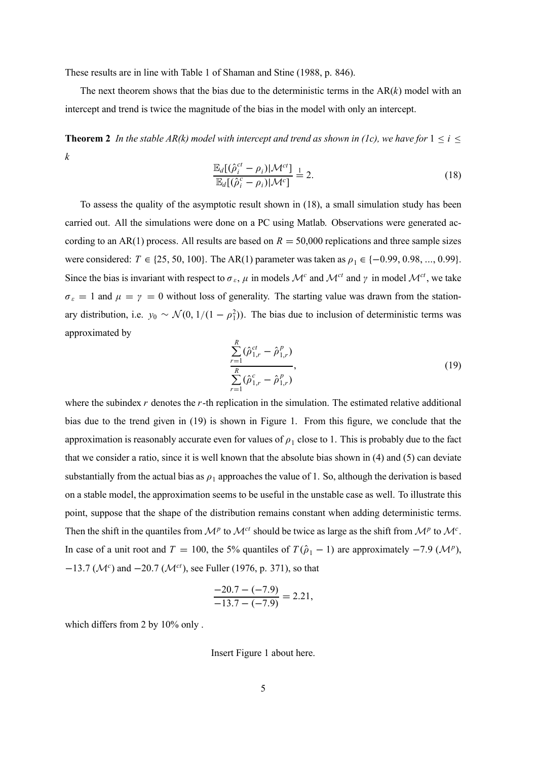These results are in line with Table 1 of Shaman and Stine (1988, p. 846).

The next theorem shows that the bias due to the deterministic terms in the AR($k$) model with an intercept and trend is twice the magnitude of the bias in the model with only an intercept.

**Theorem 2** *In the stable AR(k) model with intercept and trend as shown in (1c), we have for* $1 \leq i \leq k$

$$\frac{\mathbb{E}_d[(\hat{\rho}_i^{ct} - \rho_i)|\mathcal{M}^{ct}]}{\mathbb{E}_d[(\hat{\rho}_i^{c} - \rho_i)|\mathcal{M}^{c}]} \stackrel{1}{=} 2. \tag{18}$$

To assess the quality of the asymptotic result shown in (18), a small simulation study has been carried out. All the simulations were done on a PC using Matlab. Observations were generated according to an AR(1) process. All results are based on $R = 50{,}000$ replications and three sample sizes were considered: $T \in \{25, 50, 100\}$. The AR(1) parameter was taken as $\rho_1 \in \{-0.99, 0.98, ..., 0.99\}$. Since the bias is invariant with respect to $\sigma_\varepsilon$, $\mu$ in models $\mathcal{M}^c$ and $\mathcal{M}^{ct}$ and $\gamma$ in model $\mathcal{M}^{ct}$, we take $\sigma_\varepsilon = 1$ and $\mu = \gamma = 0$ without loss of generality. The starting value was drawn from the stationary distribution, i.e. $y_0 \sim \mathcal{N}(0, 1/(1-\rho_1^2))$. The bias due to inclusion of deterministic terms was approximated by

$$\frac{\sum_{r=1}^{R}(\hat{\rho}_{1,r}^{ct} - \hat{\rho}_{1,r}^{p})}{\sum_{r=1}^{R}(\hat{\rho}_{1,r}^{c} - \hat{\rho}_{1,r}^{p})}, \tag{19}$$

where the subindex $r$ denotes the $r$-th replication in the simulation. The estimated relative additional bias due to the trend given in (19) is shown in Figure 1. From this figure, we conclude that the approximation is reasonably accurate even for values of $\rho_1$ close to 1. This is probably due to the fact that we consider a ratio, since it is well known that the absolute bias shown in (4) and (5) can deviate substantially from the actual bias as $\rho_1$ approaches the value of 1. So, although the derivation is based on a stable model, the approximation seems to be useful in the unstable case as well. To illustrate this point, suppose that the shape of the distribution remains constant when adding deterministic terms. Then the shift in the quantiles from $\mathcal{M}^p$ to $\mathcal{M}^{ct}$ should be twice as large as the shift from $\mathcal{M}^p$ to $\mathcal{M}^c$. In case of a unit root and $T = 100$, the 5% quantiles of $T(\hat{\rho}_1 - 1)$ are approximately $-7.9$ ($\mathcal{M}^p$), $-13.7$ ($\mathcal{M}^c$) and $-20.7$ ($\mathcal{M}^{ct}$), see Fuller (1976, p. 371), so that

$$\frac{-20.7 - (-7.9)}{-13.7 - (-7.9)} = 2.21,$$

which differs from 2 by 10% only .

Insert Figure 1 about here.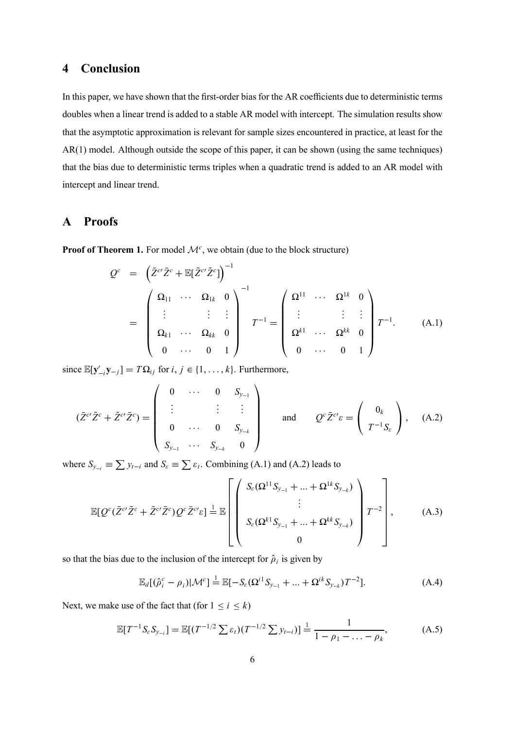## 4 Conclusion

In this paper, we have shown that the first-order bias for the AR coefficients due to deterministic terms doubles when a linear trend is added to a stable AR model with intercept. The simulation results show that the asymptotic approximation is relevant for sample sizes encountered in practice, at least for the AR(1) model. Although outside the scope of this paper, it can be shown (using the same techniques) that the bias due to deterministic terms triples when a quadratic trend is added to an AR model with intercept and linear trend.

## A Proofs

**Proof of Theorem 1.** For model $\mathcal{M}^c$, we obtain (due to the block structure)

$$
\begin{aligned}
Q^c &= \left(\bar{Z}^{c\prime}\bar{Z}^c + \mathbb{E}[\tilde{Z}^{c\prime}\tilde{Z}^c]\right)^{-1} \\
&= \begin{pmatrix} \Omega_{11} & \cdots & \Omega_{1k} & 0 \\ \vdots & & \vdots & \vdots \\ \Omega_{k1} & \cdots & \Omega_{kk} & 0 \\ 0 & \cdots & 0 & 1 \end{pmatrix}^{-1} T^{-1} = \begin{pmatrix} \Omega^{11} & \cdots & \Omega^{1k} & 0 \\ \vdots & & \vdots & \vdots \\ \Omega^{k1} & \cdots & \Omega^{kk} & 0 \\ 0 & \cdots & 0 & 1 \end{pmatrix} T^{-1}.
\end{aligned} \tag{A.1}
$$

since $\mathbb{E}[\mathbf{y}_{-i}'\mathbf{y}_{-j}] = T\Omega_{ij}$ for $i, j \in \{1, \ldots, k\}$. Furthermore,

$$
(\bar{Z}^{c\prime}\tilde{Z}^c + \tilde{Z}^{c\prime}\bar{Z}^c) = \begin{pmatrix} 0 & \cdots & 0 & S_{y_{-1}} \\ \vdots & & \vdots & \vdots \\ 0 & \cdots & 0 & S_{y_{-k}} \\ S_{y_{-1}} & \cdots & S_{y_{-k}} & 0 \end{pmatrix} \quad \text{and} \quad Q^c\bar{Z}^{c\prime}\varepsilon = \begin{pmatrix} 0_k \\ T^{-1}S_\varepsilon \end{pmatrix}, \tag{A.2}
$$

where $S_{y_{-i}} \equiv \sum y_{t-i}$ and $S_\varepsilon \equiv \sum \varepsilon_t$. Combining (A.1) and (A.2) leads to

$$
\mathbb{E}[Q^c(\bar{Z}^{c\prime}\tilde{Z}^c + \tilde{Z}^{c\prime}\bar{Z}^c)Q^c\bar{Z}^{c\prime}\varepsilon] \stackrel{1}{=} \mathbb{E}\left[\begin{pmatrix} S_\varepsilon(\Omega^{11}S_{y_{-1}} + \ldots + \Omega^{1k}S_{y_{-k}}) \\ \vdots \\ S_\varepsilon(\Omega^{k1}S_{y_{-1}} + \ldots + \Omega^{kk}S_{y_{-k}}) \\ 0 \end{pmatrix} T^{-2}\right], \tag{A.3}
$$

so that the bias due to the inclusion of the intercept for $\hat{\rho}_i$ is given by

$$
\mathbb{E}_d[(\hat{\rho}_i^c - \rho_i)|\mathcal{M}^c] \stackrel{1}{=} \mathbb{E}[-S_\varepsilon(\Omega^{i1}S_{y_{-1}} + \ldots + \Omega^{ik}S_{y_{-k}})T^{-2}]. \tag{A.4}
$$

Next, we make use of the fact that (for $1 \leq i \leq k$)

$$
\mathbb{E}[T^{-1}S_\varepsilon S_{y_{-i}}] = \mathbb{E}[(T^{-1/2}\textstyle\sum \varepsilon_t)(T^{-1/2}\sum y_{t-i})] \stackrel{1}{=} \dfrac{1}{1 - \rho_1 - \ldots - \rho_k}, \tag{A.5}
$$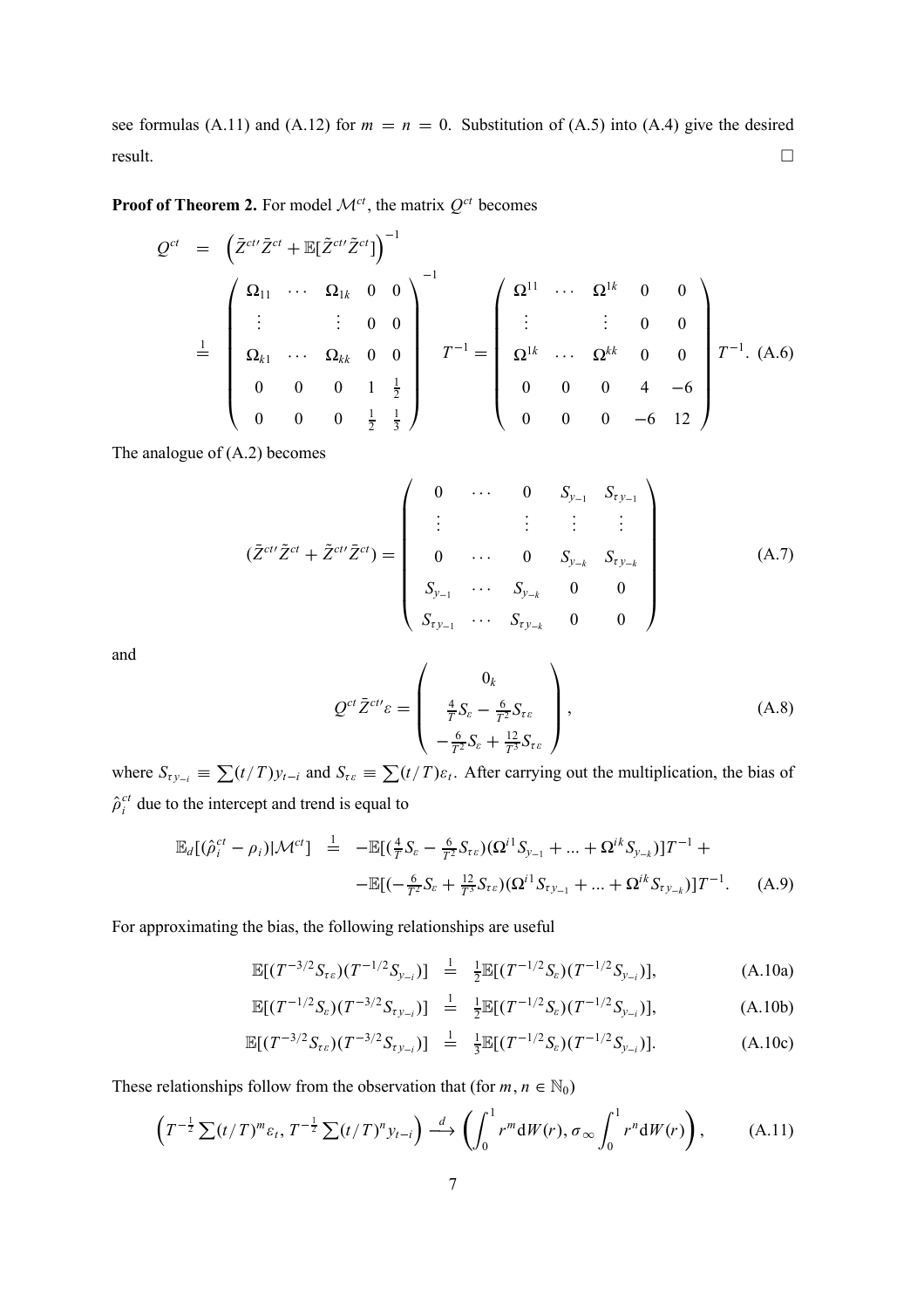see formulas (A.11) and (A.12) for $m = n = 0$. Substitution of (A.5) into (A.4) give the desired result. $\square$

**Proof of Theorem 2.** For model $\mathcal{M}^{ct}$, the matrix $Q^{ct}$ becomes

$$
\begin{aligned}
Q^{ct} &= \left(\bar{Z}^{ct\prime}\bar{Z}^{ct} + \mathbb{E}[\tilde{Z}^{ct\prime}\tilde{Z}^{ct}]\right)^{-1} \\
&\stackrel{1}{=} \begin{pmatrix} \Omega_{11} & \cdots & \Omega_{1k} & 0 & 0 \\ \vdots & & \vdots & 0 & 0 \\ \Omega_{k1} & \cdots & \Omega_{kk} & 0 & 0 \\ 0 & 0 & 0 & 1 & \frac{1}{2} \\ 0 & 0 & 0 & \frac{1}{2} & \frac{1}{3} \end{pmatrix}^{-1} T^{-1} = \begin{pmatrix} \Omega^{11} & \cdots & \Omega^{1k} & 0 & 0 \\ \vdots & & \vdots & 0 & 0 \\ \Omega^{1k} & \cdots & \Omega^{kk} & 0 & 0 \\ 0 & 0 & 0 & 4 & -6 \\ 0 & 0 & 0 & -6 & 12 \end{pmatrix} T^{-1}. \quad \text{(A.6)}
\end{aligned}
$$

The analogue of (A.2) becomes

$$
(\bar{Z}^{ct\prime}\tilde{Z}^{ct} + \tilde{Z}^{ct\prime}\bar{Z}^{ct}) = \begin{pmatrix} 0 & \cdots & 0 & S_{y_{-1}} & S_{\tau y_{-1}} \\ \vdots & & \vdots & \vdots & \vdots \\ 0 & \cdots & 0 & S_{y_{-k}} & S_{\tau y_{-k}} \\ S_{y_{-1}} & \cdots & S_{y_{-k}} & 0 & 0 \\ S_{\tau y_{-1}} & \cdots & S_{\tau y_{-k}} & 0 & 0 \end{pmatrix} \tag{A.7}
$$

and

$$
Q^{ct}\bar{Z}^{ct\prime}\varepsilon = \begin{pmatrix} 0_k \\ \frac{4}{T}S_{\varepsilon} - \frac{6}{T^2}S_{\tau\varepsilon} \\ -\frac{6}{T^2}S_{\varepsilon} + \frac{12}{T^3}S_{\tau\varepsilon} \end{pmatrix}, \tag{A.8}
$$

where $S_{\tau y_{-i}} \equiv \sum(t/T)y_{t-i}$ and $S_{\tau\varepsilon} \equiv \sum(t/T)\varepsilon_t$. After carrying out the multiplication, the bias of $\hat{\rho}_i^{ct}$ due to the intercept and trend is equal to

$$
\begin{aligned}
\mathbb{E}_d[(\hat{\rho}_i^{ct} - \rho_i)|\mathcal{M}^{ct}] \stackrel{1}{=} &-\mathbb{E}[(\tfrac{4}{T}S_{\varepsilon} - \tfrac{6}{T^2}S_{\tau\varepsilon})(\Omega^{i1}S_{y_{-1}} + ... + \Omega^{ik}S_{y_{-k}})]T^{-1} + \\
&-\mathbb{E}[(-\tfrac{6}{T^2}S_{\varepsilon} + \tfrac{12}{T^3}S_{\tau\varepsilon})(\Omega^{i1}S_{\tau y_{-1}} + ... + \Omega^{ik}S_{\tau y_{-k}})]T^{-1}. \quad \text{(A.9)}
\end{aligned}
$$

For approximating the bias, the following relationships are useful

$$
\mathbb{E}[(T^{-3/2}S_{\tau\varepsilon})(T^{-1/2}S_{y_{-i}})] \stackrel{1}{=} \tfrac{1}{2}\mathbb{E}[(T^{-1/2}S_{\varepsilon})(T^{-1/2}S_{y_{-i}})], \tag{A.10a}
$$

$$
\mathbb{E}[(T^{-1/2}S_{\varepsilon})(T^{-3/2}S_{\tau y_{-i}})] \stackrel{1}{=} \tfrac{1}{2}\mathbb{E}[(T^{-1/2}S_{\varepsilon})(T^{-1/2}S_{y_{-i}})], \tag{A.10b}
$$

$$
\mathbb{E}[(T^{-3/2}S_{\tau\varepsilon})(T^{-3/2}S_{\tau y_{-i}})] \stackrel{1}{=} \tfrac{1}{3}\mathbb{E}[(T^{-1/2}S_{\varepsilon})(T^{-1/2}S_{y_{-i}})]. \tag{A.10c}
$$

These relationships follow from the observation that (for $m, n \in \mathbb{N}_0$)

$$
\left(T^{-\frac{1}{2}}\sum(t/T)^m\varepsilon_t, T^{-\frac{1}{2}}\sum(t/T)^n y_{t-i}\right) \xrightarrow{d} \left(\int_0^1 r^m \mathrm{d}W(r), \sigma_\infty \int_0^1 r^n \mathrm{d}W(r)\right), \tag{A.11}
$$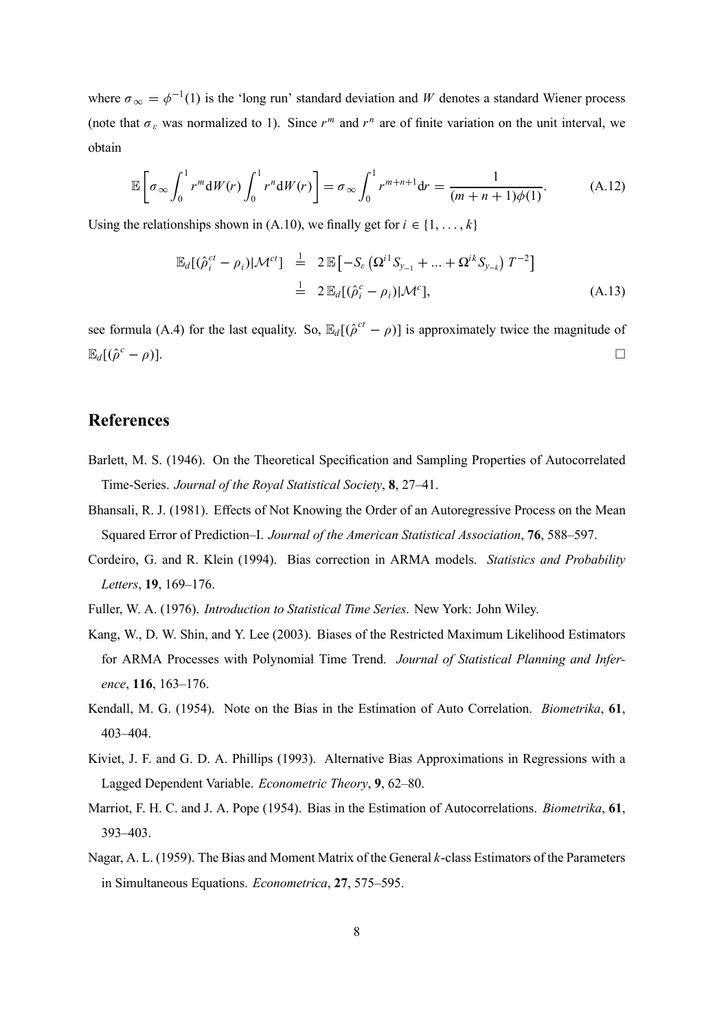where $\sigma_\infty = \phi^{-1}(1)$ is the 'long run' standard deviation and $W$ denotes a standard Wiener process (note that $\sigma_\varepsilon$ was normalized to 1). Since $r^m$ and $r^n$ are of finite variation on the unit interval, we obtain

$$\mathbb{E}\left[\sigma_\infty \int_0^1 r^m \mathrm{d}W(r) \int_0^1 r^n \mathrm{d}W(r)\right] = \sigma_\infty \int_0^1 r^{m+n+1} \mathrm{d}r = \frac{1}{(m+n+1)\phi(1)}. \tag{A.12}$$

Using the relationships shown in (A.10), we finally get for $i \in \{1, \ldots, k\}$

$$\begin{aligned}
\mathbb{E}_d[(\hat{\rho}_i^{ct} - \rho_i)|\mathcal{M}^{ct}] &\stackrel{1}{=} 2\,\mathbb{E}\left[-S_\varepsilon\left(\Omega^{i1} S_{y_{-1}} + \ldots + \Omega^{ik} S_{y_{-k}}\right) T^{-2}\right] \\
&\stackrel{1}{=} 2\,\mathbb{E}_d[(\hat{\rho}_i^{c} - \rho_i)|\mathcal{M}^{c}],
\end{aligned} \tag{A.13}$$

see formula (A.4) for the last equality. So, $\mathbb{E}_d[(\hat{\rho}^{ct} - \rho)]$ is approximately twice the magnitude of $\mathbb{E}_d[(\hat{\rho}^{c} - \rho)]$. □

## References

Barlett, M. S. (1946). On the Theoretical Specification and Sampling Properties of Autocorrelated Time-Series. *Journal of the Royal Statistical Society*, **8**, 27–41.

Bhansali, R. J. (1981). Effects of Not Knowing the Order of an Autoregressive Process on the Mean Squared Error of Prediction–I. *Journal of the American Statistical Association*, **76**, 588–597.

Cordeiro, G. and R. Klein (1994). Bias correction in ARMA models. *Statistics and Probability Letters*, **19**, 169–176.

Fuller, W. A. (1976). *Introduction to Statistical Time Series*. New York: John Wiley.

Kang, W., D. W. Shin, and Y. Lee (2003). Biases of the Restricted Maximum Likelihood Estimators for ARMA Processes with Polynomial Time Trend. *Journal of Statistical Planning and Inference*, **116**, 163–176.

Kendall, M. G. (1954). Note on the Bias in the Estimation of Auto Correlation. *Biometrika*, **61**, 403–404.

Kiviet, J. F. and G. D. A. Phillips (1993). Alternative Bias Approximations in Regressions with a Lagged Dependent Variable. *Econometric Theory*, **9**, 62–80.

Marriot, F. H. C. and J. A. Pope (1954). Bias in the Estimation of Autocorrelations. *Biometrika*, **61**, 393–403.

Nagar, A. L. (1959). The Bias and Moment Matrix of the General $k$-class Estimators of the Parameters in Simultaneous Equations. *Econometrica*, **27**, 575–595.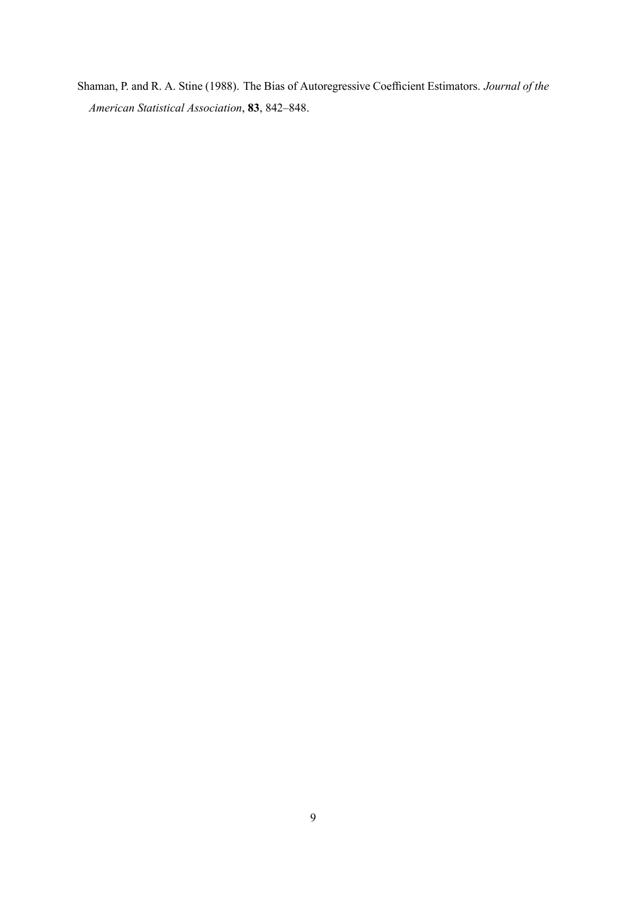Shaman, P. and R. A. Stine (1988). The Bias of Autoregressive Coefficient Estimators. *Journal of the American Statistical Association*, **83**, 842–848.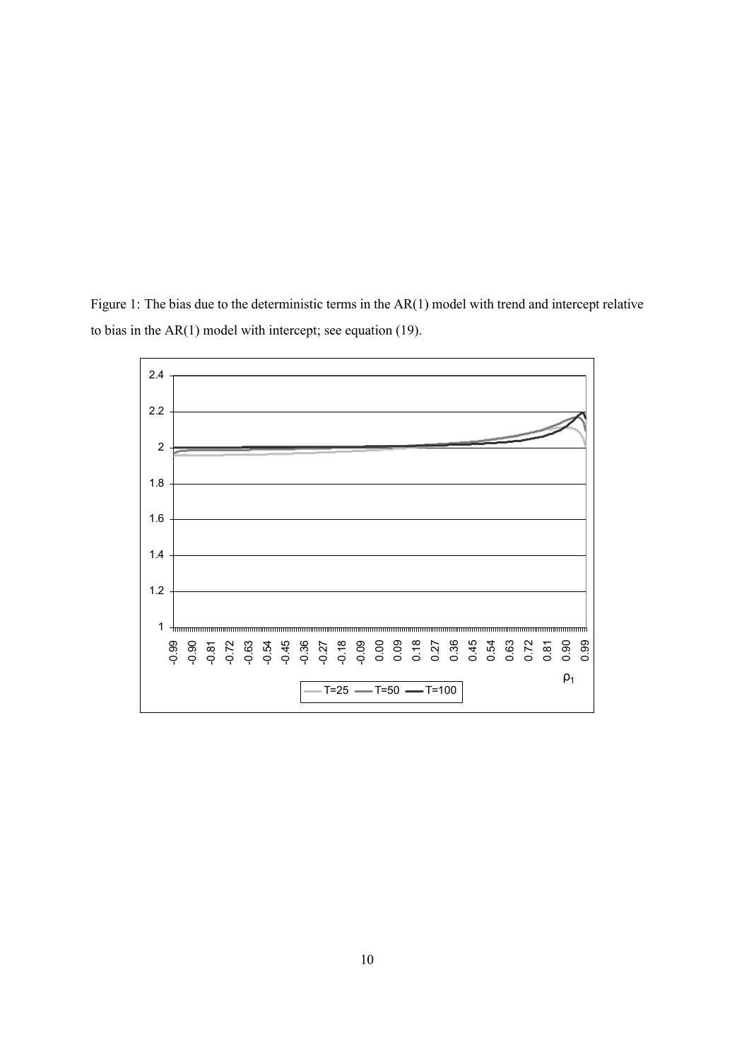Figure 1: The bias due to the deterministic terms in the AR(1) model with trend and intercept relative to bias in the AR(1) model with intercept; see equation (19).

2.4
2.2
2
1.8
1.6
1.4
1.2
1

-0.99 -0.90 -0.81 -0.72 -0.63 -0.54 -0.45 -0.36 -0.27 -0.18 -0.09 0.00 0.09 0.18 0.27 0.36 0.45 0.54 0.63 0.72 0.81 0.90 0.99

$\rho_1$

T=25 T=50 T=100